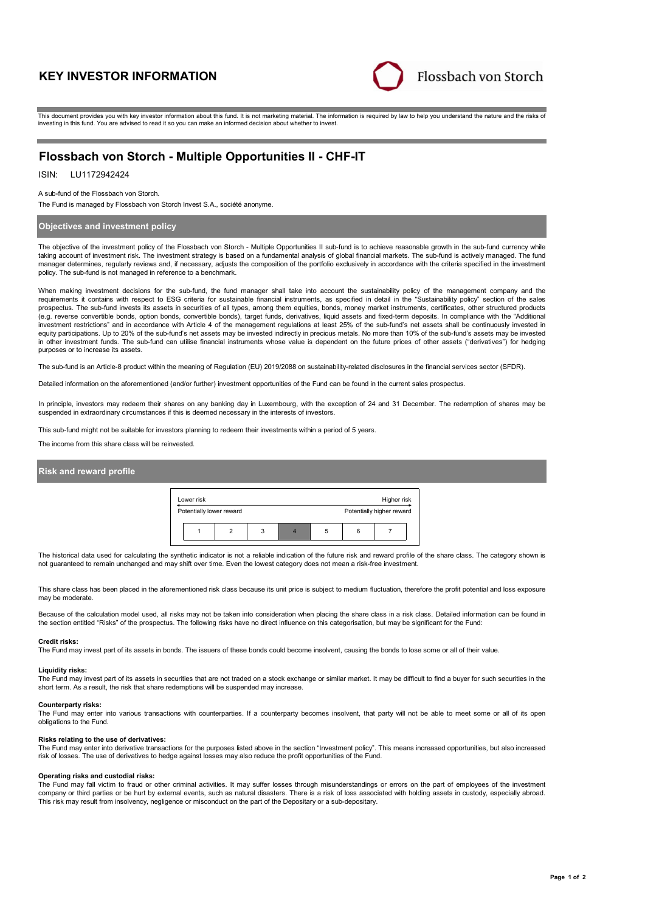# KEY INVESTOR INFORMATION

Flossbach von Storch

This document provides you with key investor information about this fund. It is not marketing material. The information is required by law to help you understand the nature and the risks of investing in this fund. You are advised to read it so you can make an informed decision about whether to invest.

## Flossbach von Storch - Multiple Opportunities II - CHF-IT

ISIN: LU1172942424

A sub-fund of the Flossbach von Storch.

The Fund is managed by Flossbach von Storch Invest S.A., société anonyme.

### Objectives and investment policy

The objective of the investment policy of the Flossbach von Storch - Multiple Opportunities II sub-fund is to achieve reasonable growth in the sub-fund currency while taking account of investment risk. The investment strategy is based on a fundamental analysis of global financial markets. The sub-fund is actively managed. The fund manager determines, regularly reviews and, if necessary, adjusts the composition of the portfolio exclusively in accordance with the criteria specified in the investment policy. The sub-fund is not managed in reference to a benchmark.

When making investment decisions for the sub-fund, the fund manager shall take into account the sustainability policy of the management company and the requirements it contains with respect to ESG criteria for sustainable financial instruments, as specified in detail in the "Sustainability policy" section of the sales prospectus. The sub-fund invests its assets in securities of all types, among them equities, bonds, money market instruments, certificates, other structured products (e.g. reverse convertible bonds, option bonds, convertible bonds), target funds, derivatives, liquid assets and fixed-term deposits. In compliance with the "Additional investment restrictions" and in accordance with Article 4 of the management regulations at least 25% of the sub-fund's net assets shall be continuously invested in equity participations. Up to 20% of the sub-fund's net assets may be invested indirectly in precious metals. No more than 10% of the sub-fund's assets may be invested in other investment funds. The sub-fund can utilise financial instruments whose value is dependent on the future prices of other assets ("derivatives") for hedging purposes or to increase its assets.

The sub-fund is an Article-8 product within the meaning of Regulation (EU) 2019/2088 on sustainability-related disclosures in the financial services sector (SFDR).

Detailed information on the aforementioned (and/or further) investment opportunities of the Fund can be found in the current sales prospectus.

In principle, investors may redeem their shares on any banking day in Luxembourg, with the exception of 24 and 31 December. The redemption of shares may be suspended in extraordinary circumstances if this is deemed necessary in the interests of investors.

This sub-fund might not be suitable for investors planning to redeem their investments within a period of 5 years.

The income from this share class will be reinvested.

### Risk and reward profile

| Lower risk | | | | | | Higher risk |
|---|---|---|---|---|---|---|
| Potentially lower reward | | | | | | Potentially higher reward |
| 1 | 2 | 3 | **4** | 5 | 6 | 7 |

The historical data used for calculating the synthetic indicator is not a reliable indication of the future risk and reward profile of the share class. The category shown is not guaranteed to remain unchanged and may shift over time. Even the lowest category does not mean a risk-free investment.

This share class has been placed in the aforementioned risk class because its unit price is subject to medium fluctuation, therefore the profit potential and loss exposure may be moderate.

Because of the calculation model used, all risks may not be taken into consideration when placing the share class in a risk class. Detailed information can be found in the section entitled "Risks" of the prospectus. The following risks have no direct influence on this categorisation, but may be significant for the Fund:

**Credit risks:**
The Fund may invest part of its assets in bonds. The issuers of these bonds could become insolvent, causing the bonds to lose some or all of their value.

**Liquidity risks:**
The Fund may invest part of its assets in securities that are not traded on a stock exchange or similar market. It may be difficult to find a buyer for such securities in the short term. As a result, the risk that share redemptions will be suspended may increase.

**Counterparty risks:**
The Fund may enter into various transactions with counterparties. If a counterparty becomes insolvent, that party will not be able to meet some or all of its open obligations to the Fund.

**Risks relating to the use of derivatives:**
The Fund may enter into derivative transactions for the purposes listed above in the section "Investment policy". This means increased opportunities, but also increased risk of losses. The use of derivatives to hedge against losses may also reduce the profit opportunities of the Fund.

**Operating risks and custodial risks:**
The Fund may fall victim to fraud or other criminal activities. It may suffer losses through misunderstandings or errors on the part of employees of the investment company or third parties or be hurt by external events, such as natural disasters. There is a risk of loss associated with holding assets in custody, especially abroad. This risk may result from insolvency, negligence or misconduct on the part of the Depositary or a sub-depositary.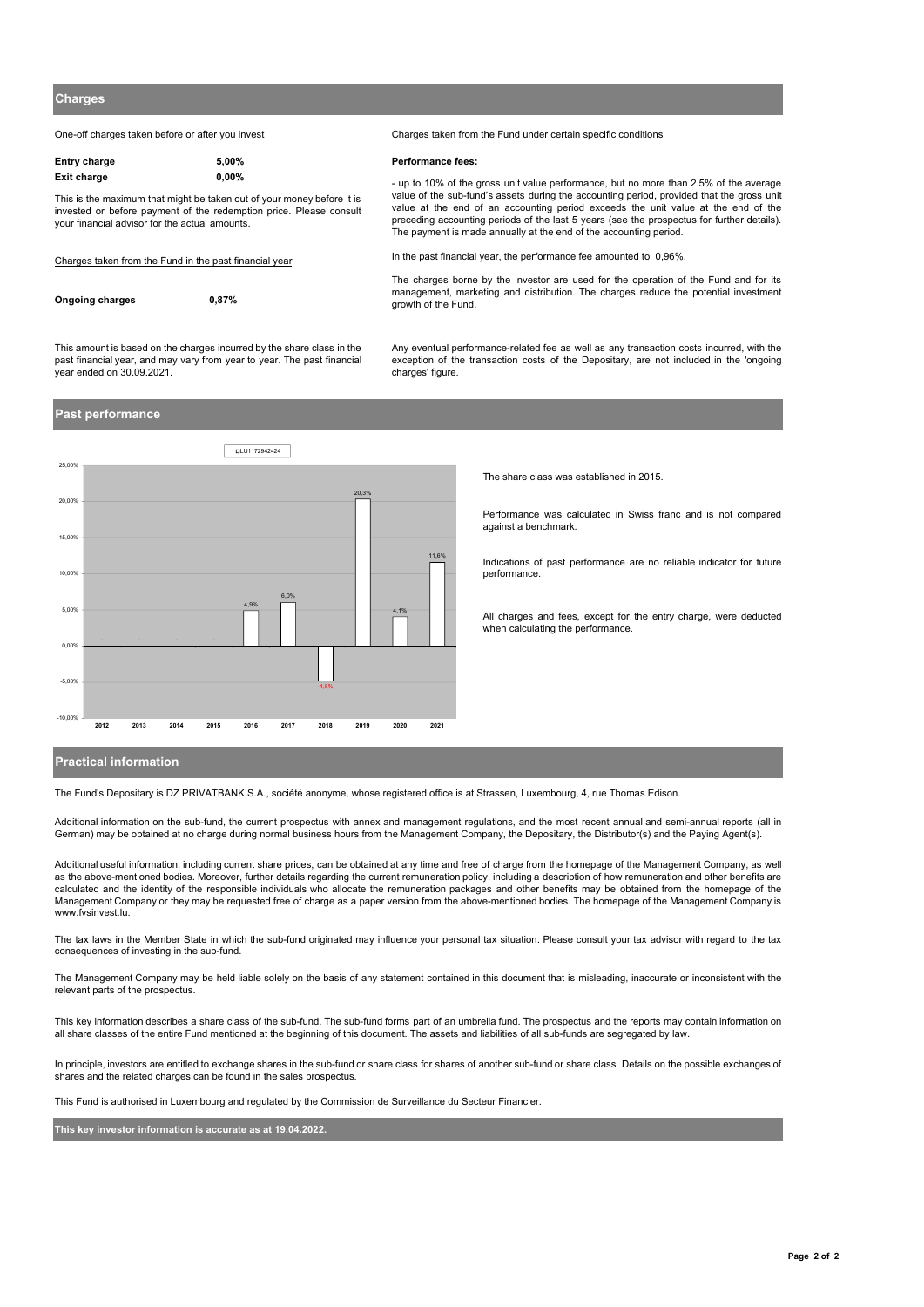## Charges

One-off charges taken before or after you invest

| | |
|---|---|
| **Entry charge** | **5,00%** |
| **Exit charge** | **0,00%** |

This is the maximum that might be taken out of your money before it is invested or before payment of the redemption price. Please consult your financial advisor for the actual amounts.

Charges taken from the Fund in the past financial year

| | |
|---|---|
| **Ongoing charges** | **0,87%** |

This amount is based on the charges incurred by the share class in the past financial year, and may vary from year to year. The past financial year ended on 30.09.2021.

Charges taken from the Fund under certain specific conditions

**Performance fees:**

- up to 10% of the gross unit value performance, but no more than 2.5% of the average value of the sub-fund's assets during the accounting period, provided that the gross unit value at the end of an accounting period exceeds the unit value at the end of the preceding accounting periods of the last 5 years (see the prospectus for further details). The payment is made annually at the end of the accounting period.

In the past financial year, the performance fee amounted to 0,96%.

The charges borne by the investor are used for the operation of the Fund and for its management, marketing and distribution. The charges reduce the potential investment growth of the Fund.

Any eventual performance-related fee as well as any transaction costs incurred, with the exception of the transaction costs of the Depositary, are not included in the 'ongoing charges' figure.

## Past performance

LU1172942424

25,00%
20,00%
15,00%
10,00%
5,00%
0,00%
-5,00%
-10,00%

- - - - 4,9% 6,0% -4,8% 20,3% 4,1% 11,6%

2012 2013 2014 2015 2016 2017 2018 2019 2020 2021

The share class was established in 2015.

Performance was calculated in Swiss franc and is not compared against a benchmark.

Indications of past performance are no reliable indicator for future performance.

All charges and fees, except for the entry charge, were deducted when calculating the performance.

## Practical information

The Fund's Depositary is DZ PRIVATBANK S.A., société anonyme, whose registered office is at Strassen, Luxembourg, 4, rue Thomas Edison.

Additional information on the sub-fund, the current prospectus with annex and management regulations, and the most recent annual and semi-annual reports (all in German) may be obtained at no charge during normal business hours from the Management Company, the Depositary, the Distributor(s) and the Paying Agent(s).

Additional useful information, including current share prices, can be obtained at any time and free of charge from the homepage of the Management Company, as well as the above-mentioned bodies. Moreover, further details regarding the current remuneration policy, including a description of how remuneration and other benefits are calculated and the identity of the responsible individuals who allocate the remuneration packages and other benefits may be obtained from the homepage of the Management Company or they may be requested free of charge as a paper version from the above-mentioned bodies. The homepage of the Management Company is www.fvsinvest.lu.

The tax laws in the Member State in which the sub-fund originated may influence your personal tax situation. Please consult your tax advisor with regard to the tax consequences of investing in the sub-fund.

The Management Company may be held liable solely on the basis of any statement contained in this document that is misleading, inaccurate or inconsistent with the relevant parts of the prospectus.

This key information describes a share class of the sub-fund. The sub-fund forms part of an umbrella fund. The prospectus and the reports may contain information on all share classes of the entire Fund mentioned at the beginning of this document. The assets and liabilities of all sub-funds are segregated by law.

In principle, investors are entitled to exchange shares in the sub-fund or share class for shares of another sub-fund or share class. Details on the possible exchanges of shares and the related charges can be found in the sales prospectus.

This Fund is authorised in Luxembourg and regulated by the Commission de Surveillance du Secteur Financier.

**This key investor information is accurate as at 19.04.2022.**